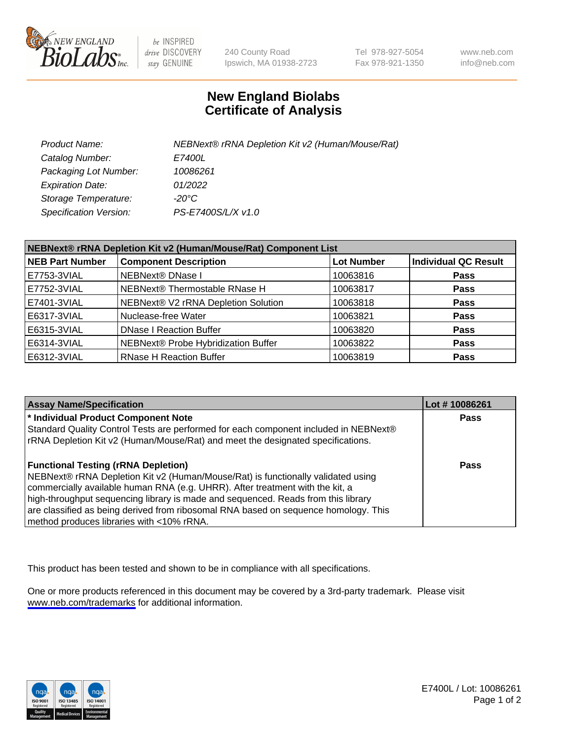# New England Biolabs
# Certificate of Analysis

| | |
|---|---|
| *Product Name:* | *NEBNext® rRNA Depletion Kit v2 (Human/Mouse/Rat)* |
| *Catalog Number:* | *E7400L* |
| *Packaging Lot Number:* | *10086261* |
| *Expiration Date:* | *01/2022* |
| *Storage Temperature:* | *-20°C* |
| *Specification Version:* | *PS-E7400S/L/X v1.0* |

| NEBNext® rRNA Depletion Kit v2 (Human/Mouse/Rat) Component List | | | |
|---|---|---|---|
| **NEB Part Number** | **Component Description** | **Lot Number** | **Individual QC Result** |
| E7753-3VIAL | NEBNext® DNase I | 10063816 | **Pass** |
| E7752-3VIAL | NEBNext® Thermostable RNase H | 10063817 | **Pass** |
| E7401-3VIAL | NEBNext® V2 rRNA Depletion Solution | 10063818 | **Pass** |
| E6317-3VIAL | Nuclease-free Water | 10063821 | **Pass** |
| E6315-3VIAL | DNase I Reaction Buffer | 10063820 | **Pass** |
| E6314-3VIAL | NEBNext® Probe Hybridization Buffer | 10063822 | **Pass** |
| E6312-3VIAL | RNase H Reaction Buffer | 10063819 | **Pass** |

| Assay Name/Specification | Lot # 10086261 |
|---|---|
| **\* Individual Product Component Note**<br>Standard Quality Control Tests are performed for each component included in NEBNext® rRNA Depletion Kit v2 (Human/Mouse/Rat) and meet the designated specifications. | **Pass** |
| **Functional Testing (rRNA Depletion)**<br>NEBNext® rRNA Depletion Kit v2 (Human/Mouse/Rat) is functionally validated using commercially available human RNA (e.g. UHRR). After treatment with the kit, a high-throughput sequencing library is made and sequenced. Reads from this library are classified as being derived from ribosomal RNA based on sequence homology. This method produces libraries with <10% rRNA. | **Pass** |

This product has been tested and shown to be in compliance with all specifications.

One or more products referenced in this document may be covered by a 3rd-party trademark. Please visit www.neb.com/trademarks for additional information.

E7400L / Lot: 10086261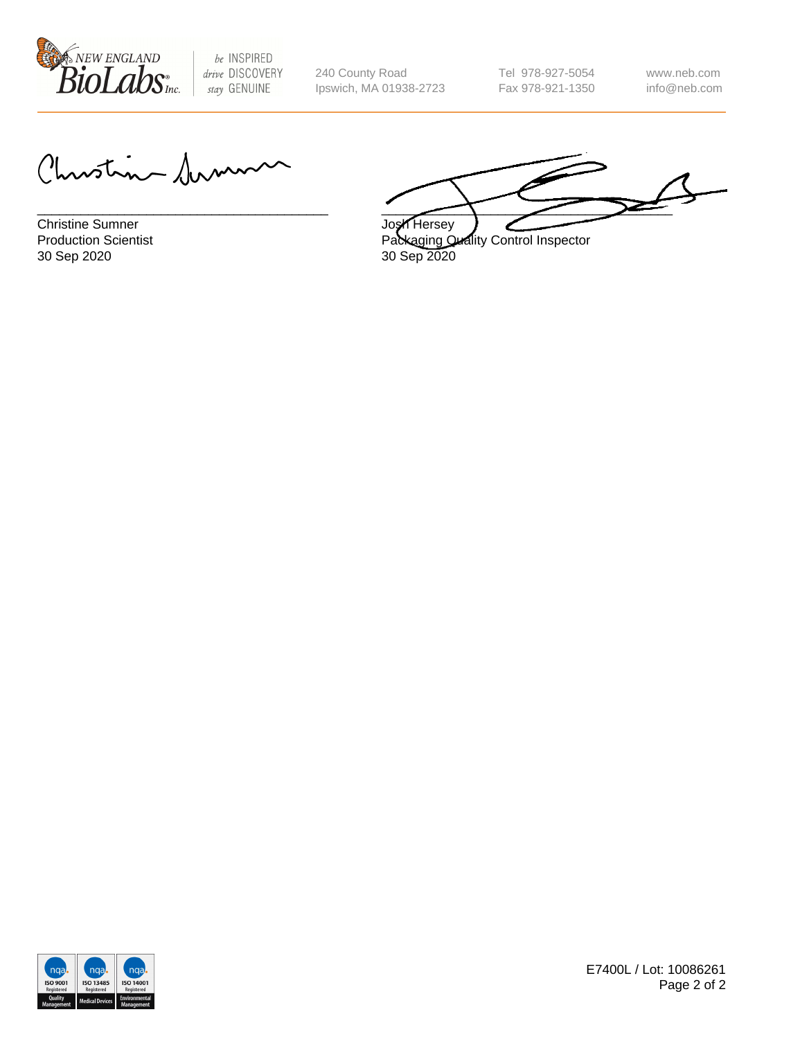Christine Sumner
Production Scientist
30 Sep 2020

Josh Hersey
Packaging Quality Control Inspector
30 Sep 2020

E7400L / Lot: 10086261